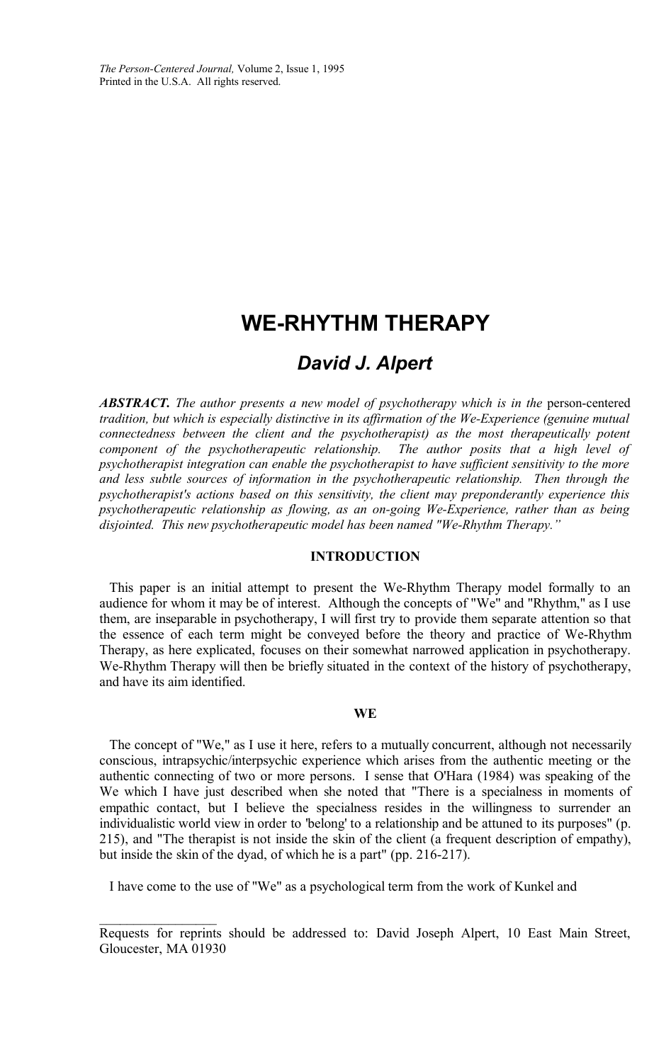# WE-RHYTHM THERAPY

## *David J. Alpert*

***ABSTRACT.*** *The author presents a new model of psychotherapy which is in the* person-centered *tradition, but which is especially distinctive in its affirmation of the We-Experience (genuine mutual connectedness between the client and the psychotherapist) as the most therapeutically potent component of the psychotherapeutic relationship. The author posits that a high level of psychotherapist integration can enable the psychotherapist to have sufficient sensitivity to the more and less subtle sources of information in the psychotherapeutic relationship. Then through the psychotherapist's actions based on this sensitivity, the client may preponderantly experience this psychotherapeutic relationship as flowing, as an on-going We-Experience, rather than as being disjointed. This new psychotherapeutic model has been named "We-Rhythm Therapy."*

### INTRODUCTION

This paper is an initial attempt to present the We-Rhythm Therapy model formally to an audience for whom it may be of interest. Although the concepts of "We" and "Rhythm," as I use them, are inseparable in psychotherapy, I will first try to provide them separate attention so that the essence of each term might be conveyed before the theory and practice of We-Rhythm Therapy, as here explicated, focuses on their somewhat narrowed application in psychotherapy. We-Rhythm Therapy will then be briefly situated in the context of the history of psychotherapy, and have its aim identified.

### WE

The concept of "We," as I use it here, refers to a mutually concurrent, although not necessarily conscious, intrapsychic/interpsychic experience which arises from the authentic meeting or the authentic connecting of two or more persons. I sense that O'Hara (1984) was speaking of the We which I have just described when she noted that "There is a specialness in moments of empathic contact, but I believe the specialness resides in the willingness to surrender an individualistic world view in order to 'belong' to a relationship and be attuned to its purposes" (p. 215), and "The therapist is not inside the skin of the client (a frequent description of empathy), but inside the skin of the dyad, of which he is a part" (pp. 216-217).

I have come to the use of "We" as a psychological term from the work of Kunkel and

---

Requests for reprints should be addressed to: David Joseph Alpert, 10 East Main Street, Gloucester, MA 01930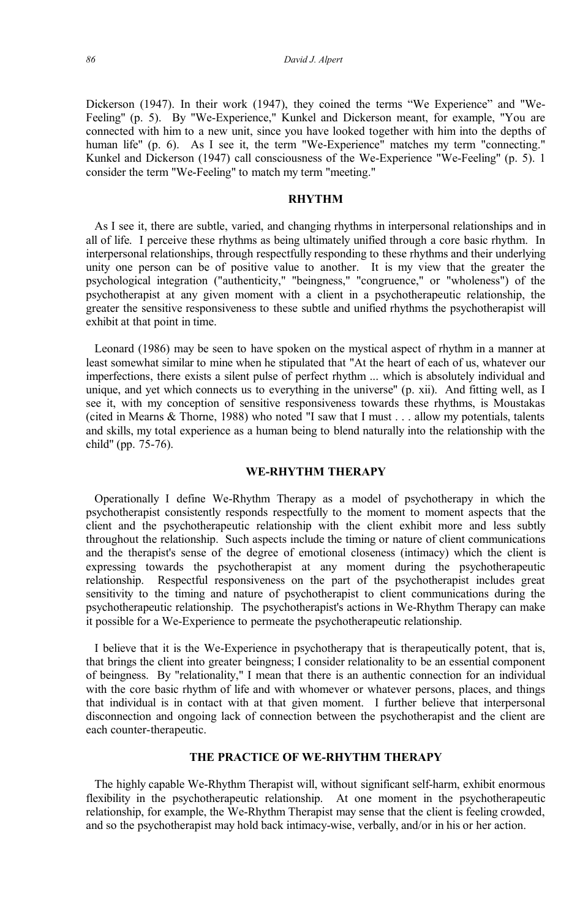Dickerson (1947). In their work (1947), they coined the terms "We Experience" and "We-Feeling" (p. 5). By "We-Experience," Kunkel and Dickerson meant, for example, "You are connected with him to a new unit, since you have looked together with him into the depths of human life" (p. 6). As I see it, the term "We-Experience" matches my term "connecting." Kunkel and Dickerson (1947) call consciousness of the We-Experience "We-Feeling" (p. 5). I consider the term "We-Feeling" to match my term "meeting."

## RHYTHM

As I see it, there are subtle, varied, and changing rhythms in interpersonal relationships and in all of life. I perceive these rhythms as being ultimately unified through a core basic rhythm. In interpersonal relationships, through respectfully responding to these rhythms and their underlying unity one person can be of positive value to another. It is my view that the greater the psychological integration ("authenticity," "beingness," "congruence," or "wholeness") of the psychotherapist at any given moment with a client in a psychotherapeutic relationship, the greater the sensitive responsiveness to these subtle and unified rhythms the psychotherapist will exhibit at that point in time.

Leonard (1986) may be seen to have spoken on the mystical aspect of rhythm in a manner at least somewhat similar to mine when he stipulated that "At the heart of each of us, whatever our imperfections, there exists a silent pulse of perfect rhythm ... which is absolutely individual and unique, and yet which connects us to everything in the universe" (p. xii). And fitting well, as I see it, with my conception of sensitive responsiveness towards these rhythms, is Moustakas (cited in Mearns & Thorne, 1988) who noted "I saw that I must . . . allow my potentials, talents and skills, my total experience as a human being to blend naturally into the relationship with the child" (pp. 75-76).

## WE-RHYTHM THERAPY

Operationally I define We-Rhythm Therapy as a model of psychotherapy in which the psychotherapist consistently responds respectfully to the moment to moment aspects that the client and the psychotherapeutic relationship with the client exhibit more and less subtly throughout the relationship. Such aspects include the timing or nature of client communications and the therapist's sense of the degree of emotional closeness (intimacy) which the client is expressing towards the psychotherapist at any moment during the psychotherapeutic relationship. Respectful responsiveness on the part of the psychotherapist includes great sensitivity to the timing and nature of psychotherapist to client communications during the psychotherapeutic relationship. The psychotherapist's actions in We-Rhythm Therapy can make it possible for a We-Experience to permeate the psychotherapeutic relationship.

I believe that it is the We-Experience in psychotherapy that is therapeutically potent, that is, that brings the client into greater beingness; I consider relationality to be an essential component of beingness. By "relationality," I mean that there is an authentic connection for an individual with the core basic rhythm of life and with whomever or whatever persons, places, and things that individual is in contact with at that given moment. I further believe that interpersonal disconnection and ongoing lack of connection between the psychotherapist and the client are each counter-therapeutic.

## THE PRACTICE OF WE-RHYTHM THERAPY

The highly capable We-Rhythm Therapist will, without significant self-harm, exhibit enormous flexibility in the psychotherapeutic relationship. At one moment in the psychotherapeutic relationship, for example, the We-Rhythm Therapist may sense that the client is feeling crowded, and so the psychotherapist may hold back intimacy-wise, verbally, and/or in his or her action.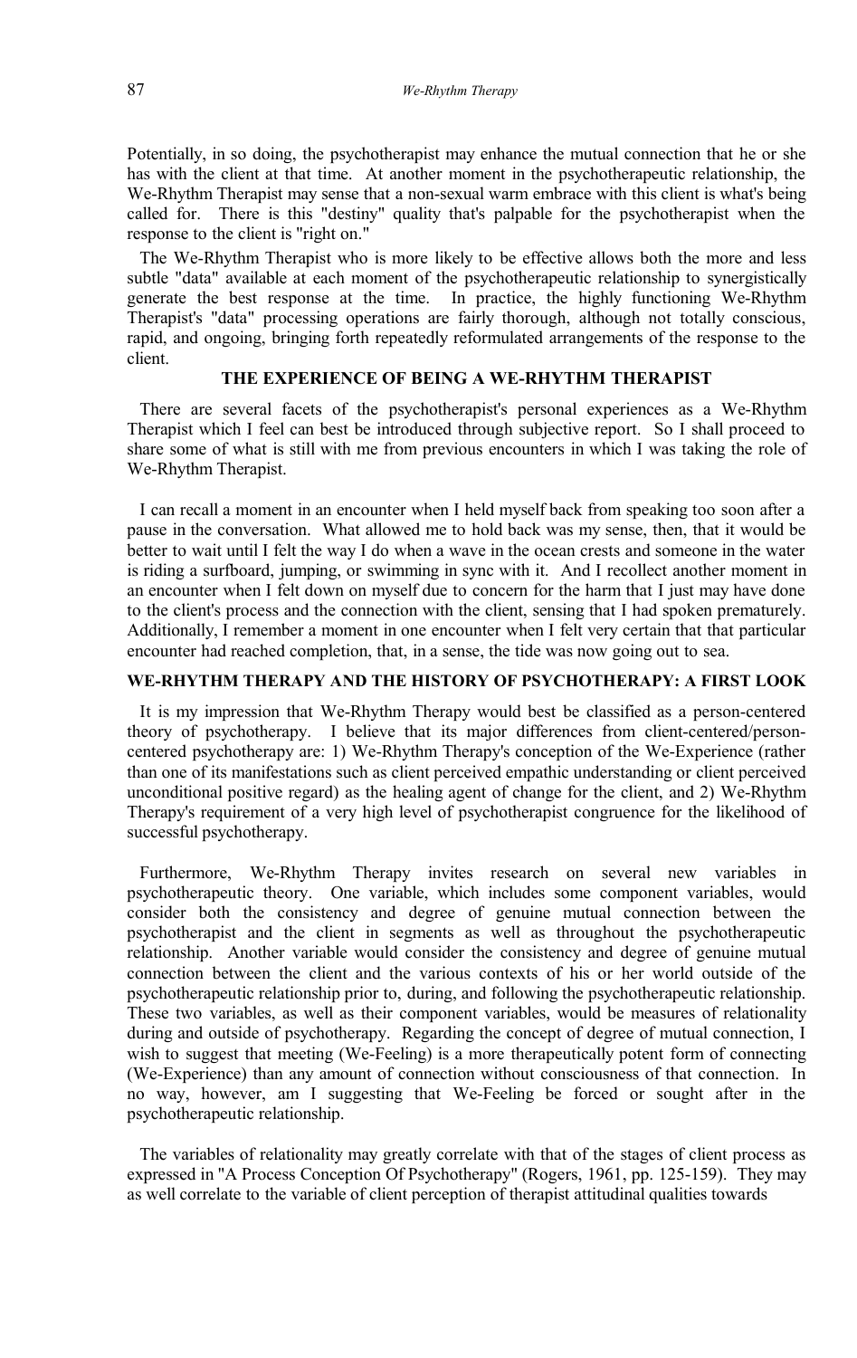Potentially, in so doing, the psychotherapist may enhance the mutual connection that he or she has with the client at that time. At another moment in the psychotherapeutic relationship, the We-Rhythm Therapist may sense that a non-sexual warm embrace with this client is what's being called for. There is this "destiny" quality that's palpable for the psychotherapist when the response to the client is "right on."

The We-Rhythm Therapist who is more likely to be effective allows both the more and less subtle "data" available at each moment of the psychotherapeutic relationship to synergistically generate the best response at the time. In practice, the highly functioning We-Rhythm Therapist's "data" processing operations are fairly thorough, although not totally conscious, rapid, and ongoing, bringing forth repeatedly reformulated arrangements of the response to the client.

## THE EXPERIENCE OF BEING A WE-RHYTHM THERAPIST

There are several facets of the psychotherapist's personal experiences as a We-Rhythm Therapist which I feel can best be introduced through subjective report. So I shall proceed to share some of what is still with me from previous encounters in which I was taking the role of We-Rhythm Therapist.

I can recall a moment in an encounter when I held myself back from speaking too soon after a pause in the conversation. What allowed me to hold back was my sense, then, that it would be better to wait until I felt the way I do when a wave in the ocean crests and someone in the water is riding a surfboard, jumping, or swimming in sync with it. And I recollect another moment in an encounter when I felt down on myself due to concern for the harm that I just may have done to the client's process and the connection with the client, sensing that I had spoken prematurely. Additionally, I remember a moment in one encounter when I felt very certain that that particular encounter had reached completion, that, in a sense, the tide was now going out to sea.

## WE-RHYTHM THERAPY AND THE HISTORY OF PSYCHOTHERAPY: A FIRST LOOK

It is my impression that We-Rhythm Therapy would best be classified as a person-centered theory of psychotherapy. I believe that its major differences from client-centered/person-centered psychotherapy are: 1) We-Rhythm Therapy's conception of the We-Experience (rather than one of its manifestations such as client perceived empathic understanding or client perceived unconditional positive regard) as the healing agent of change for the client, and 2) We-Rhythm Therapy's requirement of a very high level of psychotherapist congruence for the likelihood of successful psychotherapy.

Furthermore, We-Rhythm Therapy invites research on several new variables in psychotherapeutic theory. One variable, which includes some component variables, would consider both the consistency and degree of genuine mutual connection between the psychotherapist and the client in segments as well as throughout the psychotherapeutic relationship. Another variable would consider the consistency and degree of genuine mutual connection between the client and the various contexts of his or her world outside of the psychotherapeutic relationship prior to, during, and following the psychotherapeutic relationship. These two variables, as well as their component variables, would be measures of relationality during and outside of psychotherapy. Regarding the concept of degree of mutual connection, I wish to suggest that meeting (We-Feeling) is a more therapeutically potent form of connecting (We-Experience) than any amount of connection without consciousness of that connection. In no way, however, am I suggesting that We-Feeling be forced or sought after in the psychotherapeutic relationship.

The variables of relationality may greatly correlate with that of the stages of client process as expressed in "A Process Conception Of Psychotherapy" (Rogers, 1961, pp. 125-159). They may as well correlate to the variable of client perception of therapist attitudinal qualities towards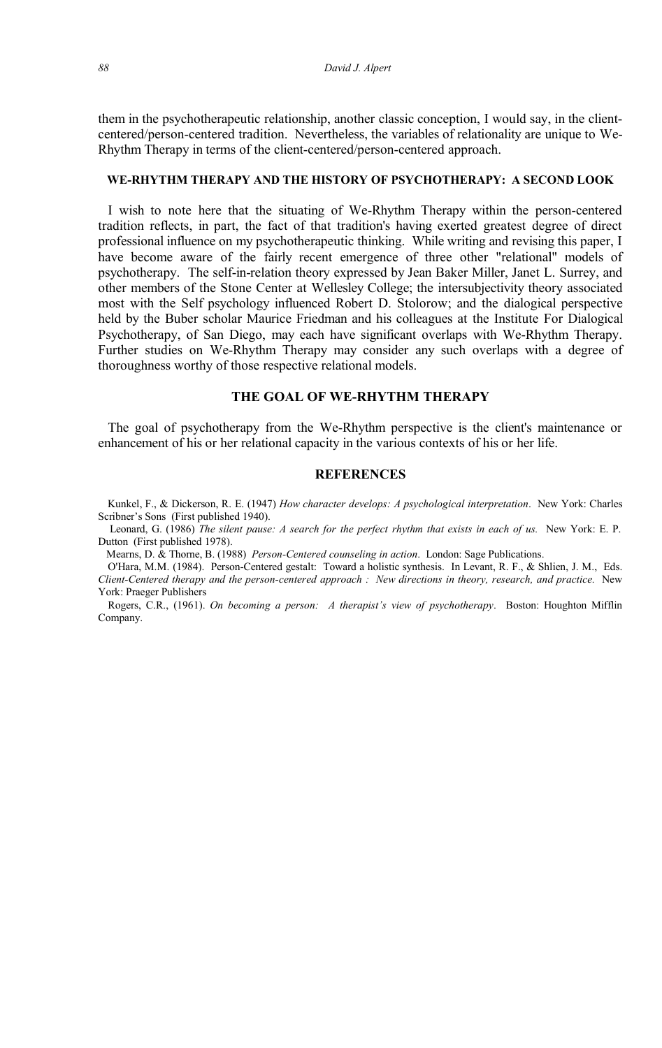them in the psychotherapeutic relationship, another classic conception, I would say, in the client-centered/person-centered tradition. Nevertheless, the variables of relationality are unique to We-Rhythm Therapy in terms of the client-centered/person-centered approach.

## WE-RHYTHM THERAPY AND THE HISTORY OF PSYCHOTHERAPY: A SECOND LOOK

I wish to note here that the situating of We-Rhythm Therapy within the person-centered tradition reflects, in part, the fact of that tradition's having exerted greatest degree of direct professional influence on my psychotherapeutic thinking. While writing and revising this paper, I have become aware of the fairly recent emergence of three other "relational" models of psychotherapy. The self-in-relation theory expressed by Jean Baker Miller, Janet L. Surrey, and other members of the Stone Center at Wellesley College; the intersubjectivity theory associated most with the Self psychology influenced Robert D. Stolorow; and the dialogical perspective held by the Buber scholar Maurice Friedman and his colleagues at the Institute For Dialogical Psychotherapy, of San Diego, may each have significant overlaps with We-Rhythm Therapy. Further studies on We-Rhythm Therapy may consider any such overlaps with a degree of thoroughness worthy of those respective relational models.

## THE GOAL OF WE-RHYTHM THERAPY

The goal of psychotherapy from the We-Rhythm perspective is the client's maintenance or enhancement of his or her relational capacity in the various contexts of his or her life.

## REFERENCES

Kunkel, F., & Dickerson, R. E. (1947) *How character develops: A psychological interpretation*. New York: Charles Scribner's Sons (First published 1940).

Leonard, G. (1986) *The silent pause: A search for the perfect rhythm that exists in each of us.* New York: E. P. Dutton (First published 1978).

Mearns, D. & Thorne, B. (1988) *Person-Centered counseling in action*. London: Sage Publications.

O'Hara, M.M. (1984). Person-Centered gestalt: Toward a holistic synthesis. In Levant, R. F., & Shlien, J. M., Eds. *Client-Centered therapy and the person-centered approach : New directions in theory, research, and practice.* New York: Praeger Publishers

Rogers, C.R., (1961). *On becoming a person: A therapist's view of psychotherapy*. Boston: Houghton Mifflin Company.